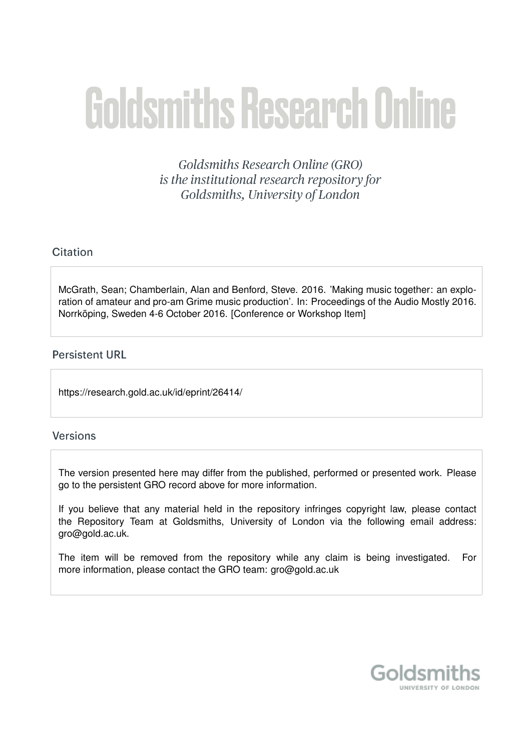# Goldsmiths Research Online

*Goldsmiths Research Online (GRO) is the institutional research repository for Goldsmiths, University of London*

## Citation

McGrath, Sean; Chamberlain, Alan and Benford, Steve. 2016. 'Making music together: an exploration of amateur and pro-am Grime music production'. In: Proceedings of the Audio Mostly 2016. Norrköping, Sweden 4-6 October 2016. [Conference or Workshop Item]

## Persistent URL

https://research.gold.ac.uk/id/eprint/26414/

## Versions

The version presented here may differ from the published, performed or presented work. Please go to the persistent GRO record above for more information.

If you believe that any material held in the repository infringes copyright law, please contact the Repository Team at Goldsmiths, University of London via the following email address: gro@gold.ac.uk.

The item will be removed from the repository while any claim is being investigated. For more information, please contact the GRO team: gro@gold.ac.uk

Goldsmiths
UNIVERSITY OF LONDON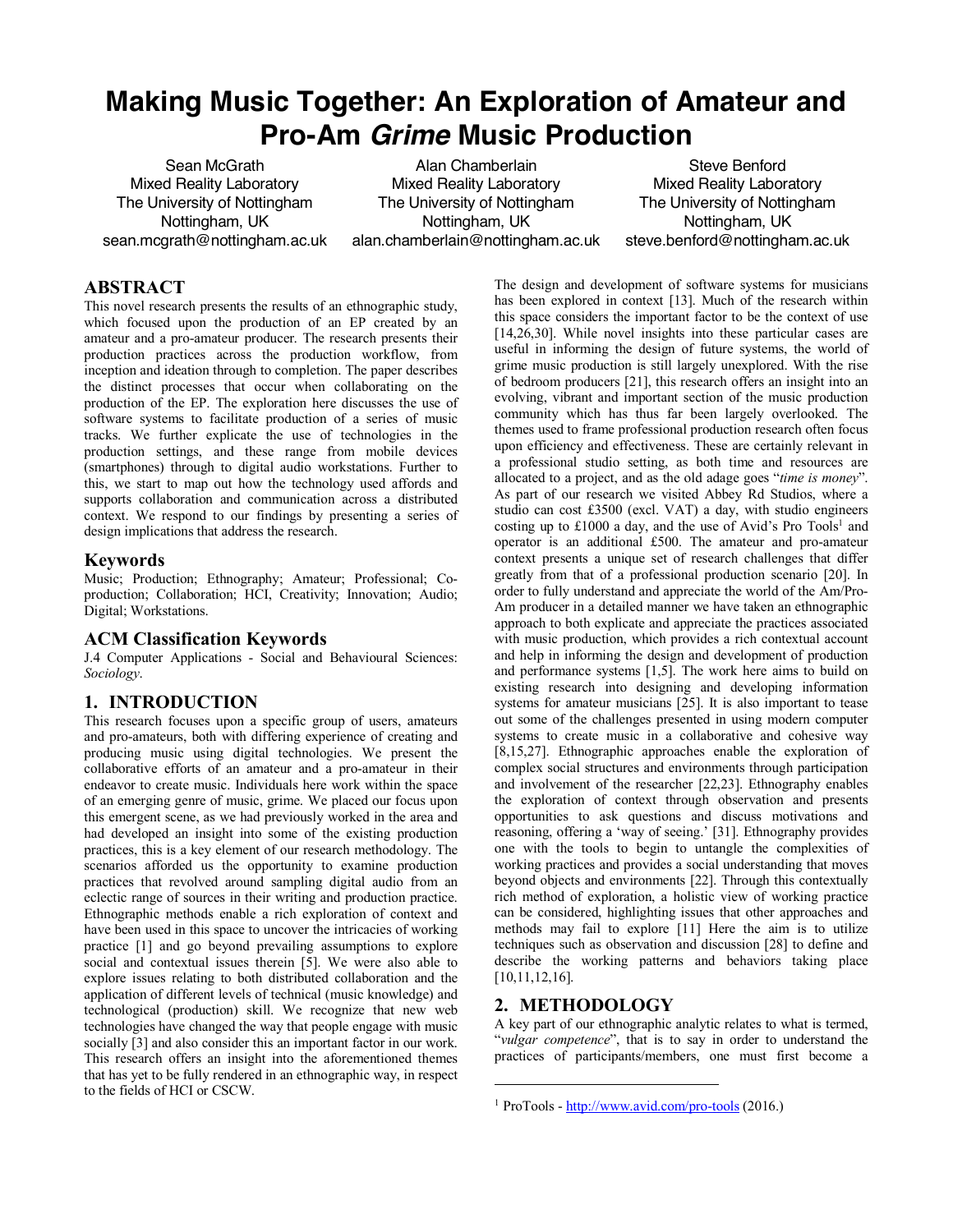# Making Music Together: An Exploration of Amateur and Pro-Am *Grime* Music Production

Sean McGrath
Mixed Reality Laboratory
The University of Nottingham
Nottingham, UK
sean.mcgrath@nottingham.ac.uk

Alan Chamberlain
Mixed Reality Laboratory
The University of Nottingham
Nottingham, UK
alan.chamberlain@nottingham.ac.uk

Steve Benford
Mixed Reality Laboratory
The University of Nottingham
Nottingham, UK
steve.benford@nottingham.ac.uk

## ABSTRACT

This novel research presents the results of an ethnographic study, which focused upon the production of an EP created by an amateur and a pro-amateur producer. The research presents their production practices across the production workflow, from inception and ideation through to completion. The paper describes the distinct processes that occur when collaborating on the production of the EP. The exploration here discusses the use of software systems to facilitate production of a series of music tracks. We further explicate the use of technologies in the production settings, and these range from mobile devices (smartphones) through to digital audio workstations. Further to this, we start to map out how the technology used affords and supports collaboration and communication across a distributed context. We respond to our findings by presenting a series of design implications that address the research.

### Keywords

Music; Production; Ethnography; Amateur; Professional; Co-production; Collaboration; HCI, Creativity; Innovation; Audio; Digital; Workstations.

### ACM Classification Keywords

J.4 Computer Applications - Social and Behavioural Sciences: *Sociology*.

## 1. INTRODUCTION

This research focuses upon a specific group of users, amateurs and pro-amateurs, both with differing experience of creating and producing music using digital technologies. We present the collaborative efforts of an amateur and a pro-amateur in their endeavor to create music. Individuals here work within the space of an emerging genre of music, grime. We placed our focus upon this emergent scene, as we had previously worked in the area and had developed an insight into some of the existing production practices, this is a key element of our research methodology. The scenarios afforded us the opportunity to examine production practices that revolved around sampling digital audio from an eclectic range of sources in their writing and production practice. Ethnographic methods enable a rich exploration of context and have been used in this space to uncover the intricacies of working practice [1] and go beyond prevailing assumptions to explore social and contextual issues therein [5]. We were also able to explore issues relating to both distributed collaboration and the application of different levels of technical (music knowledge) and technological (production) skill. We recognize that new web technologies have changed the way that people engage with music socially [3] and also consider this an important factor in our work. This research offers an insight into the aforementioned themes that has yet to be fully rendered in an ethnographic way, in respect to the fields of HCI or CSCW.

The design and development of software systems for musicians has been explored in context [13]. Much of the research within this space considers the important factor to be the context of use [14,26,30]. While novel insights into these particular cases are useful in informing the design of future systems, the world of grime music production is still largely unexplored. With the rise of bedroom producers [21], this research offers an insight into an evolving, vibrant and important section of the music production community which has thus far been largely overlooked. The themes used to frame professional production research often focus upon efficiency and effectiveness. These are certainly relevant in a professional studio setting, as both time and resources are allocated to a project, and as the old adage goes "*time is money*". As part of our research we visited Abbey Rd Studios, where a studio can cost £3500 (excl. VAT) a day, with studio engineers costing up to £1000 a day, and the use of Avid's Pro Tools[1] and operator is an additional £500. The amateur and pro-amateur context presents a unique set of research challenges that differ greatly from that of a professional production scenario [20]. In order to fully understand and appreciate the world of the Am/Pro-Am producer in a detailed manner we have taken an ethnographic approach to both explicate and appreciate the practices associated with music production, which provides a rich contextual account and help in informing the design and development of production and performance systems [1,5]. The work here aims to build on existing research into designing and developing information systems for amateur musicians [25]. It is also important to tease out some of the challenges presented in using modern computer systems to create music in a collaborative and cohesive way [8,15,27]. Ethnographic approaches enable the exploration of complex social structures and environments through participation and involvement of the researcher [22,23]. Ethnography enables the exploration of context through observation and presents opportunities to ask questions and discuss motivations and reasoning, offering a 'way of seeing.' [31]. Ethnography provides one with the tools to begin to untangle the complexities of working practices and provides a social understanding that moves beyond objects and environments [22]. Through this contextually rich method of exploration, a holistic view of working practice can be considered, highlighting issues that other approaches and methods may fail to explore [11] Here the aim is to utilize techniques such as observation and discussion [28] to define and describe the working patterns and behaviors taking place [10,11,12,16].

## 2. METHODOLOGY

A key part of our ethnographic analytic relates to what is termed, "*vulgar competence*", that is to say in order to understand the practices of participants/members, one must first become a

[1] ProTools - http://www.avid.com/pro-tools (2016.)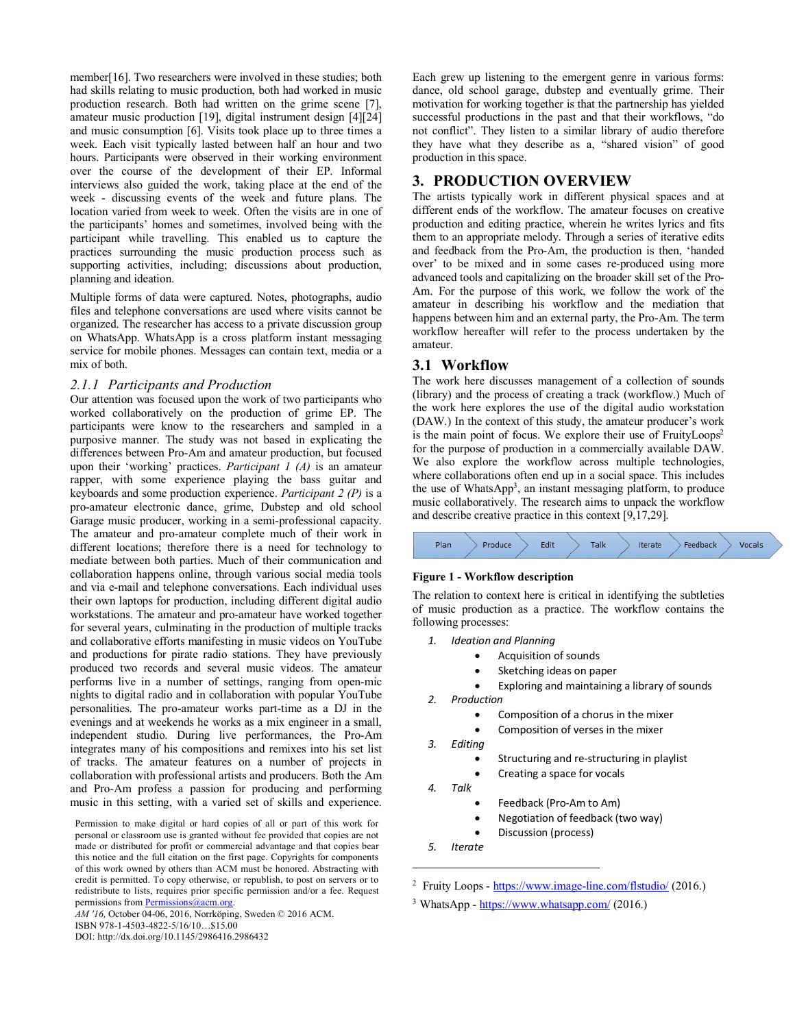member[16]. Two researchers were involved in these studies; both had skills relating to music production, both had worked in music production research. Both had written on the grime scene [7], amateur music production [19], digital instrument design [4][24] and music consumption [6]. Visits took place up to three times a week. Each visit typically lasted between half an hour and two hours. Participants were observed in their working environment over the course of the development of their EP. Informal interviews also guided the work, taking place at the end of the week - discussing events of the week and future plans. The location varied from week to week. Often the visits are in one of the participants' homes and sometimes, involved being with the participant while travelling. This enabled us to capture the practices surrounding the music production process such as supporting activities, including; discussions about production, planning and ideation.

Multiple forms of data were captured. Notes, photographs, audio files and telephone conversations are used where visits cannot be organized. The researcher has access to a private discussion group on WhatsApp. WhatsApp is a cross platform instant messaging service for mobile phones. Messages can contain text, media or a mix of both.

### *2.1.1 Participants and Production*

Our attention was focused upon the work of two participants who worked collaboratively on the production of grime EP. The participants were know to the researchers and sampled in a purposive manner. The study was not based in explicating the differences between Pro-Am and amateur production, but focused upon their 'working' practices. *Participant 1 (A)* is an amateur rapper, with some experience playing the bass guitar and keyboards and some production experience. *Participant 2 (P)* is a pro-amateur electronic dance, grime, Dubstep and old school Garage music producer, working in a semi-professional capacity. The amateur and pro-amateur complete much of their work in different locations; therefore there is a need for technology to mediate between both parties. Much of their communication and collaboration happens online, through various social media tools and via e-mail and telephone conversations. Each individual uses their own laptops for production, including different digital audio workstations. The amateur and pro-amateur have worked together for several years, culminating in the production of multiple tracks and collaborative efforts manifesting in music videos on YouTube and productions for pirate radio stations. They have previously produced two records and several music videos. The amateur performs live in a number of settings, ranging from open-mic nights to digital radio and in collaboration with popular YouTube personalities. The pro-amateur works part-time as a DJ in the evenings and at weekends he works as a mix engineer in a small, independent studio. During live performances, the Pro-Am integrates many of his compositions and remixes into his set list of tracks. The amateur features on a number of projects in collaboration with professional artists and producers. Both the Am and Pro-Am profess a passion for producing and performing music in this setting, with a varied set of skills and experience.

Permission to make digital or hard copies of all or part of this work for personal or classroom use is granted without fee provided that copies are not made or distributed for profit or commercial advantage and that copies bear this notice and the full citation on the first page. Copyrights for components of this work owned by others than ACM must be honored. Abstracting with credit is permitted. To copy otherwise, or republish, to post on servers or to redistribute to lists, requires prior specific permission and/or a fee. Request permissions from Permissions@acm.org.
*AM '16,* October 04-06, 2016, Norrköping, Sweden © 2016 ACM.
ISBN 978-1-4503-4822-5/16/10…$15.00
DOI: http://dx.doi.org/10.1145/2986416.2986432

Each grew up listening to the emergent genre in various forms: dance, old school garage, dubstep and eventually grime. Their motivation for working together is that the partnership has yielded successful productions in the past and that their workflows, "do not conflict". They listen to a similar library of audio therefore they have what they describe as a, "shared vision" of good production in this space.

## 3. PRODUCTION OVERVIEW

The artists typically work in different physical spaces and at different ends of the workflow. The amateur focuses on creative production and editing practice, wherein he writes lyrics and fits them to an appropriate melody. Through a series of iterative edits and feedback from the Pro-Am, the production is then, 'handed over' to be mixed and in some cases re-produced using more advanced tools and capitalizing on the broader skill set of the Pro-Am. For the purpose of this work, we follow the work of the amateur in describing his workflow and the mediation that happens between him and an external party, the Pro-Am. The term workflow hereafter will refer to the process undertaken by the amateur.

## 3.1 Workflow

The work here discusses management of a collection of sounds (library) and the process of creating a track (workflow.) Much of the work here explores the use of the digital audio workstation (DAW.) In the context of this study, the amateur producer's work is the main point of focus. We explore their use of FruityLoops[2] for the purpose of production in a commercially available DAW. We also explore the workflow across multiple technologies, where collaborations often end up in a social space. This includes the use of WhatsApp[3], an instant messaging platform, to produce music collaboratively. The research aims to unpack the workflow and describe creative practice in this context [9,17,29].

Plan → Produce → Edit → Talk → Iterate → Feedback → Vocals

**Figure 1 - Workflow description**

The relation to context here is critical in identifying the subtleties of music production as a practice. The workflow contains the following processes:

1. *Ideation and Planning*
   - Acquisition of sounds
   - Sketching ideas on paper
   - Exploring and maintaining a library of sounds
2. *Production*
   - Composition of a chorus in the mixer
   - Composition of verses in the mixer
3. *Editing*
   - Structuring and re-structuring in playlist
   - Creating a space for vocals
4. *Talk*
   - Feedback (Pro-Am to Am)
   - Negotiation of feedback (two way)
   - Discussion (process)
5. *Iterate*

[2] Fruity Loops - https://www.image-line.com/flstudio/ (2016.)

[3] WhatsApp - https://www.whatsapp.com/ (2016.)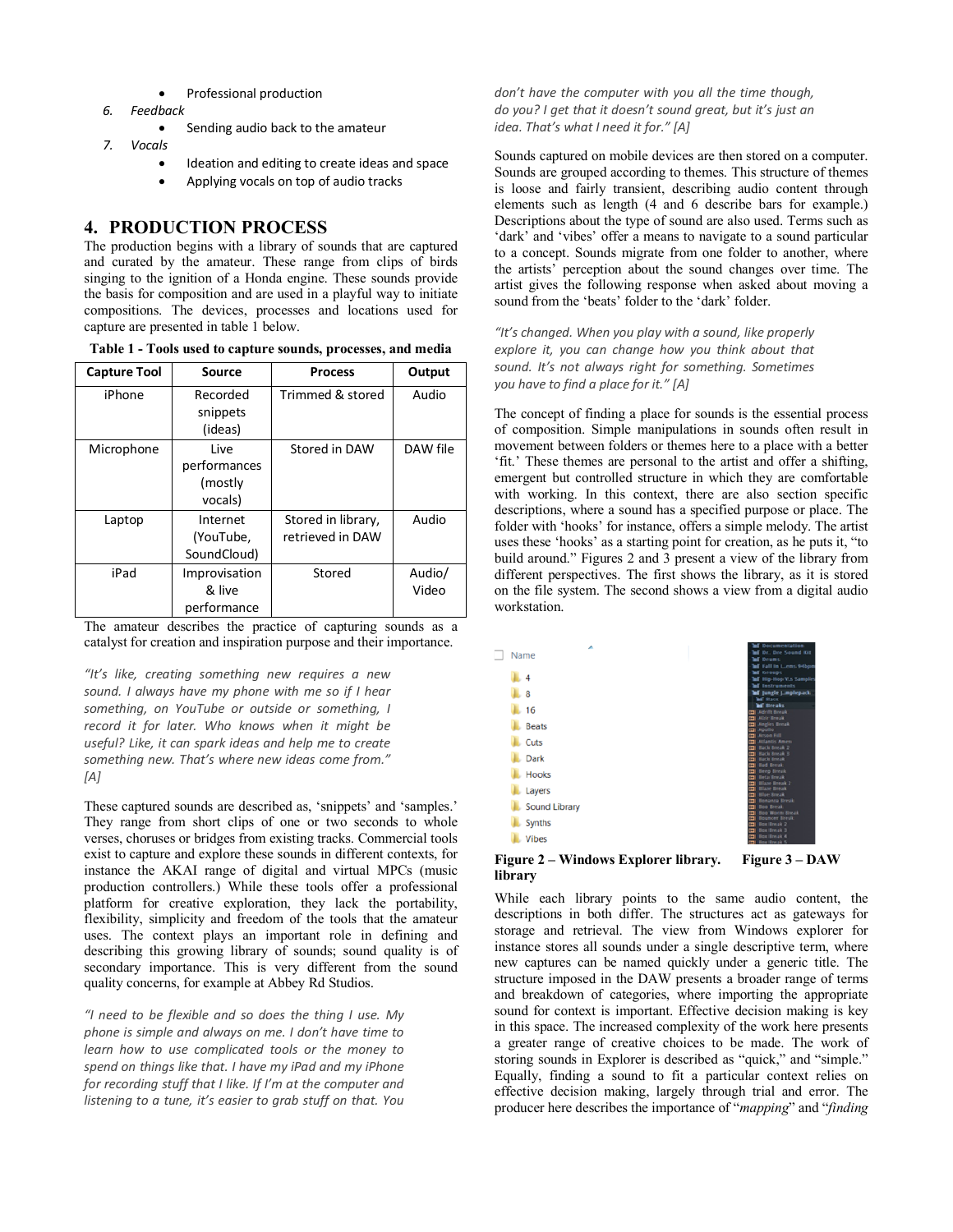- Professional production

6. *Feedback*
    - Sending audio back to the amateur
7. *Vocals*
    - Ideation and editing to create ideas and space
    - Applying vocals on top of audio tracks

## 4. PRODUCTION PROCESS

The production begins with a library of sounds that are captured and curated by the amateur. These range from clips of birds singing to the ignition of a Honda engine. These sounds provide the basis for composition and are used in a playful way to initiate compositions. The devices, processes and locations used for capture are presented in table 1 below.

**Table 1 - Tools used to capture sounds, processes, and media**

| Capture Tool | Source | Process | Output |
|---|---|---|---|
| iPhone | Recorded snippets (ideas) | Trimmed & stored | Audio |
| Microphone | Live performances (mostly vocals) | Stored in DAW | DAW file |
| Laptop | Internet (YouTube, SoundCloud) | Stored in library, retrieved in DAW | Audio |
| iPad | Improvisation & live performance | Stored | Audio/ Video |

The amateur describes the practice of capturing sounds as a catalyst for creation and inspiration purpose and their importance.

*"It's like, creating something new requires a new sound. I always have my phone with me so if I hear something, on YouTube or outside or something, I record it for later. Who knows when it might be useful? Like, it can spark ideas and help me to create something new. That's where new ideas come from." [A]*

These captured sounds are described as, 'snippets' and 'samples.' They range from short clips of one or two seconds to whole verses, choruses or bridges from existing tracks. Commercial tools exist to capture and explore these sounds in different contexts, for instance the AKAI range of digital and virtual MPCs (music production controllers.) While these tools offer a professional platform for creative exploration, they lack the portability, flexibility, simplicity and freedom of the tools that the amateur uses. The context plays an important role in defining and describing this growing library of sounds; sound quality is of secondary importance. This is very different from the sound quality concerns, for example at Abbey Rd Studios.

*"I need to be flexible and so does the thing I use. My phone is simple and always on me. I don't have time to learn how to use complicated tools or the money to spend on things like that. I have my iPad and my iPhone for recording stuff that I like. If I'm at the computer and listening to a tune, it's easier to grab stuff on that. You don't have the computer with you all the time though, do you? I get that it doesn't sound great, but it's just an idea. That's what I need it for." [A]*

Sounds captured on mobile devices are then stored on a computer. Sounds are grouped according to themes. This structure of themes is loose and fairly transient, describing audio content through elements such as length (4 and 6 describe bars for example.) Descriptions about the type of sound are also used. Terms such as 'dark' and 'vibes' offer a means to navigate to a sound particular to a concept. Sounds migrate from one folder to another, where the artists' perception about the sound changes over time. The artist gives the following response when asked about moving a sound from the 'beats' folder to the 'dark' folder.

*"It's changed. When you play with a sound, like properly explore it, you can change how you think about that sound. It's not always right for something. Sometimes you have to find a place for it." [A]*

The concept of finding a place for sounds is the essential process of composition. Simple manipulations in sounds often result in movement between folders or themes here to a place with a better 'fit.' These themes are personal to the artist and offer a shifting, emergent but controlled structure in which they are comfortable with working. In this context, there are also section specific descriptions, where a sound has a specified purpose or place. The folder with 'hooks' for instance, offers a simple melody. The artist uses these 'hooks' as a starting point for creation, as he puts it, "to build around." Figures 2 and 3 present a view of the library from different perspectives. The first shows the library, as it is stored on the file system. The second shows a view from a digital audio workstation.

**Figure 2 – Windows Explorer library.** **Figure 3 – DAW library**

While each library points to the same audio content, the descriptions in both differ. The structures act as gateways for storage and retrieval. The view from Windows explorer for instance stores all sounds under a single descriptive term, where new captures can be named quickly under a generic title. The structure imposed in the DAW presents a broader range of terms and breakdown of categories, where importing the appropriate sound for context is important. Effective decision making is key in this space. The increased complexity of the work here presents a greater range of creative choices to be made. The work of storing sounds in Explorer is described as "quick," and "simple." Equally, finding a sound to fit a particular context relies on effective decision making, largely through trial and error. The producer here describes the importance of "*mapping*" and "*finding*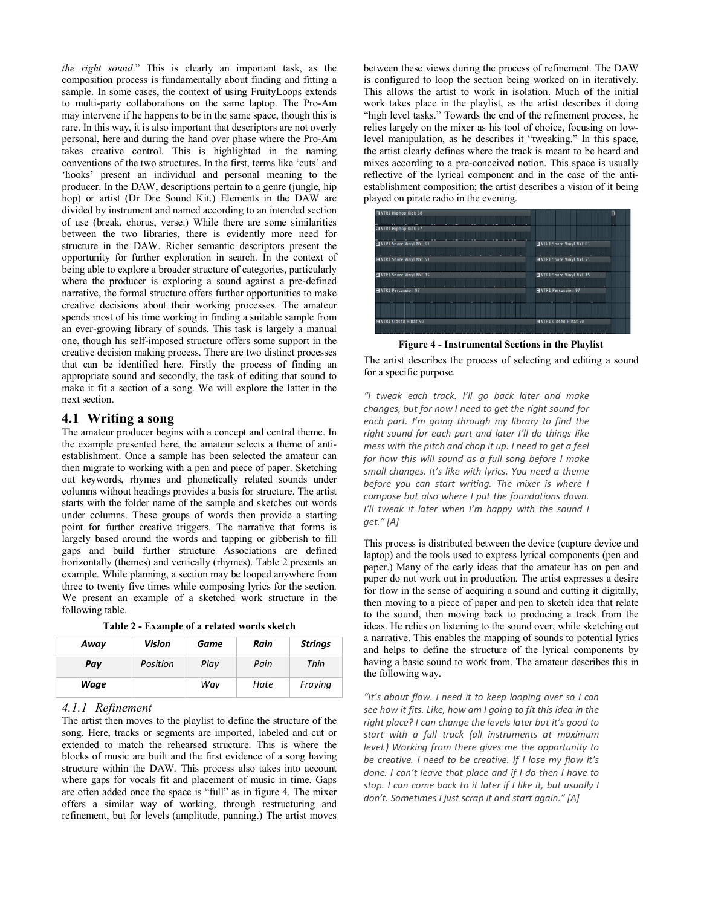*the right sound*." This is clearly an important task, as the composition process is fundamentally about finding and fitting a sample. In some cases, the context of using FruityLoops extends to multi-party collaborations on the same laptop. The Pro-Am may intervene if he happens to be in the same space, though this is rare. In this way, it is also important that descriptors are not overly personal, here and during the hand over phase where the Pro-Am takes creative control. This is highlighted in the naming conventions of the two structures. In the first, terms like 'cuts' and 'hooks' present an individual and personal meaning to the producer. In the DAW, descriptions pertain to a genre (jungle, hip hop) or artist (Dr Dre Sound Kit.) Elements in the DAW are divided by instrument and named according to an intended section of use (break, chorus, verse.) While there are some similarities between the two libraries, there is evidently more need for structure in the DAW. Richer semantic descriptors present the opportunity for further exploration in search. In the context of being able to explore a broader structure of categories, particularly where the producer is exploring a sound against a pre-defined narrative, the formal structure offers further opportunities to make creative decisions about their working processes. The amateur spends most of his time working in finding a suitable sample from an ever-growing library of sounds. This task is largely a manual one, though his self-imposed structure offers some support in the creative decision making process. There are two distinct processes that can be identified here. Firstly the process of finding an appropriate sound and secondly, the task of editing that sound to make it fit a section of a song. We will explore the latter in the next section.

## 4.1 Writing a song

The amateur producer begins with a concept and central theme. In the example presented here, the amateur selects a theme of anti-establishment. Once a sample has been selected the amateur can then migrate to working with a pen and piece of paper. Sketching out keywords, rhymes and phonetically related sounds under columns without headings provides a basis for structure. The artist starts with the folder name of the sample and sketches out words under columns. These groups of words then provide a starting point for further creative triggers. The narrative that forms is largely based around the words and tapping or gibberish to fill gaps and build further structure Associations are defined horizontally (themes) and vertically (rhymes). Table 2 presents an example. While planning, a section may be looped anywhere from three to twenty five times while composing lyrics for the section. We present an example of a sketched work structure in the following table.

**Table 2 - Example of a related words sketch**

| | | | | |
|---|---|---|---|---|
| ***Away*** | *Vision* | *Game* | *Rain* | *Strings* |
| ***Pay*** | *Position* | *Play* | *Pain* | *Thin* |
| ***Wage*** | | *Way* | *Hate* | *Fraying* |

### 4.1.1 Refinement

The artist then moves to the playlist to define the structure of the song. Here, tracks or segments are imported, labeled and cut or extended to match the rehearsed structure. This is where the blocks of music are built and the first evidence of a song having structure within the DAW. This process also takes into account where gaps for vocals fit and placement of music in time. Gaps are often added once the space is "full" as in figure 4. The mixer offers a similar way of working, through restructuring and refinement, but for levels (amplitude, panning.) The artist moves between these views during the process of refinement. The DAW is configured to loop the section being worked on in iteratively. This allows the artist to work in isolation. Much of the initial work takes place in the playlist, as the artist describes it doing "high level tasks." Towards the end of the refinement process, he relies largely on the mixer as his tool of choice, focusing on low-level manipulation, as he describes it "tweaking." In this space, the artist clearly defines where the track is meant to be heard and mixes according to a pre-conceived notion. This space is usually reflective of the lyrical component and in the case of the anti-establishment composition; the artist describes a vision of it being played on pirate radio in the evening.

**Figure 4 - Instrumental Sections in the Playlist**

The artist describes the process of selecting and editing a sound for a specific purpose.

*"I tweak each track. I'll go back later and make changes, but for now I need to get the right sound for each part. I'm going through my library to find the right sound for each part and later I'll do things like mess with the pitch and chop it up. I need to get a feel for how this will sound as a full song before I make small changes. It's like with lyrics. You need a theme before you can start writing. The mixer is where I compose but also where I put the foundations down. I'll tweak it later when I'm happy with the sound I get." [A]*

This process is distributed between the device (capture device and laptop) and the tools used to express lyrical components (pen and paper.) Many of the early ideas that the amateur has on pen and paper do not work out in production. The artist expresses a desire for flow in the sense of acquiring a sound and cutting it digitally, then moving to a piece of paper and pen to sketch idea that relate to the sound, then moving back to producing a track from the ideas. He relies on listening to the sound over, while sketching out a narrative. This enables the mapping of sounds to potential lyrics and helps to define the structure of the lyrical components by having a basic sound to work from. The amateur describes this in the following way.

*"It's about flow. I need it to keep looping over so I can see how it fits. Like, how am I going to fit this idea in the right place? I can change the levels later but it's good to start with a full track (all instruments at maximum level.) Working from there gives me the opportunity to be creative. I need to be creative. If I lose my flow it's done. I can't leave that place and if I do then I have to stop. I can come back to it later if I like it, but usually I don't. Sometimes I just scrap it and start again." [A]*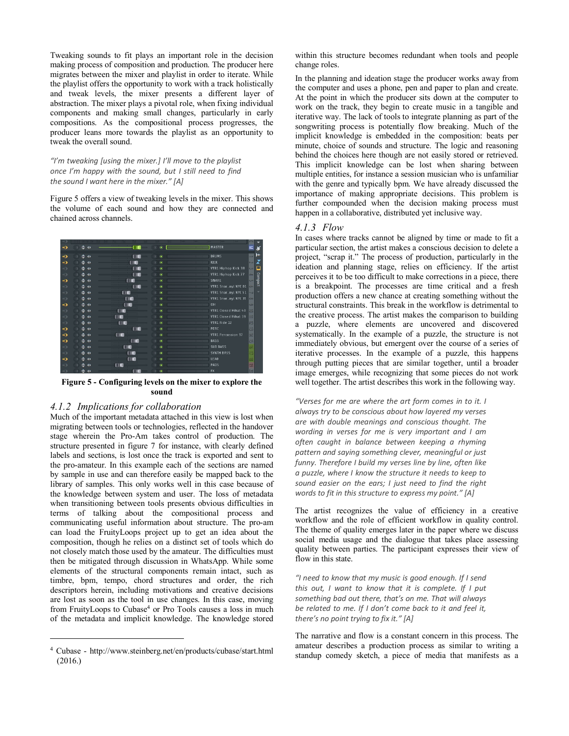Tweaking sounds to fit plays an important role in the decision making process of composition and production. The producer here migrates between the mixer and playlist in order to iterate. While the playlist offers the opportunity to work with a track holistically and tweak levels, the mixer presents a different layer of abstraction. The mixer plays a pivotal role, when fixing individual components and making small changes, particularly in early compositions. As the compositional process progresses, the producer leans more towards the playlist as an opportunity to tweak the overall sound.

*"I'm tweaking [using the mixer.] I'll move to the playlist once I'm happy with the sound, but I still need to find the sound I want here in the mixer." [A]*

Figure 5 offers a view of tweaking levels in the mixer. This shows the volume of each sound and how they are connected and chained across channels.

**Figure 5 - Configuring levels on the mixer to explore the sound**

### 4.1.2 Implications for collaboration

Much of the important metadata attached in this view is lost when migrating between tools or technologies, reflected in the handover stage wherein the Pro-Am takes control of production. The structure presented in figure 7 for instance, with clearly defined labels and sections, is lost once the track is exported and sent to the pro-amateur. In this example each of the sections are named by sample in use and can therefore easily be mapped back to the library of samples. This only works well in this case because of the knowledge between system and user. The loss of metadata when transitioning between tools presents obvious difficulties in terms of talking about the compositional process and communicating useful information about structure. The pro-am can load the FruityLoops project up to get an idea about the composition, though he relies on a distinct set of tools which do not closely match those used by the amateur. The difficulties must then be mitigated through discussion in WhatsApp. While some elements of the structural components remain intact, such as timbre, bpm, tempo, chord structures and order, the rich descriptors herein, including motivations and creative decisions are lost as soon as the tool in use changes. In this case, moving from FruityLoops to Cubase[4] or Pro Tools causes a loss in much of the metadata and implicit knowledge. The knowledge stored within this structure becomes redundant when tools and people change roles.

In the planning and ideation stage the producer works away from the computer and uses a phone, pen and paper to plan and create. At the point in which the producer sits down at the computer to work on the track, they begin to create music in a tangible and iterative way. The lack of tools to integrate planning as part of the songwriting process is potentially flow breaking. Much of the implicit knowledge is embedded in the composition: beats per minute, choice of sounds and structure. The logic and reasoning behind the choices here though are not easily stored or retrieved. This implicit knowledge can be lost when sharing between multiple entities, for instance a session musician who is unfamiliar with the genre and typically bpm. We have already discussed the importance of making appropriate decisions. This problem is further compounded when the decision making process must happen in a collaborative, distributed yet inclusive way.

### 4.1.3 Flow

In cases where tracks cannot be aligned by time or made to fit a particular section, the artist makes a conscious decision to delete a project, "scrap it." The process of production, particularly in the ideation and planning stage, relies on efficiency. If the artist perceives it to be too difficult to make corrections in a piece, there is a breakpoint. The processes are time critical and a fresh production offers a new chance at creating something without the structural constraints. This break in the workflow is detrimental to the creative process. The artist makes the comparison to building a puzzle, where elements are uncovered and discovered systematically. In the example of a puzzle, the structure is not immediately obvious, but emergent over the course of a series of iterative processes. In the example of a puzzle, this happens through putting pieces that are similar together, until a broader image emerges, while recognizing that some pieces do not work well together. The artist describes this work in the following way.

*"Verses for me are where the art form comes in to it. I always try to be conscious about how layered my verses are with double meanings and conscious thought. The wording in verses for me is very important and I am often caught in balance between keeping a rhyming pattern and saying something clever, meaningful or just funny. Therefore I build my verses line by line, often like a puzzle, where I know the structure it needs to keep to sound easier on the ears; I just need to find the right words to fit in this structure to express my point." [A]*

The artist recognizes the value of efficiency in a creative workflow and the role of efficient workflow in quality control. The theme of quality emerges later in the paper where we discuss social media usage and the dialogue that takes place assessing quality between parties. The participant expresses their view of flow in this state.

*"I need to know that my music is good enough. If I send this out, I want to know that it is complete. If I put something bad out there, that's on me. That will always be related to me. If I don't come back to it and feel it, there's no point trying to fix it." [A]*

The narrative and flow is a constant concern in this process. The amateur describes a production process as similar to writing a standup comedy sketch, a piece of media that manifests as a

---

[4] Cubase - http://www.steinberg.net/en/products/cubase/start.html (2016.)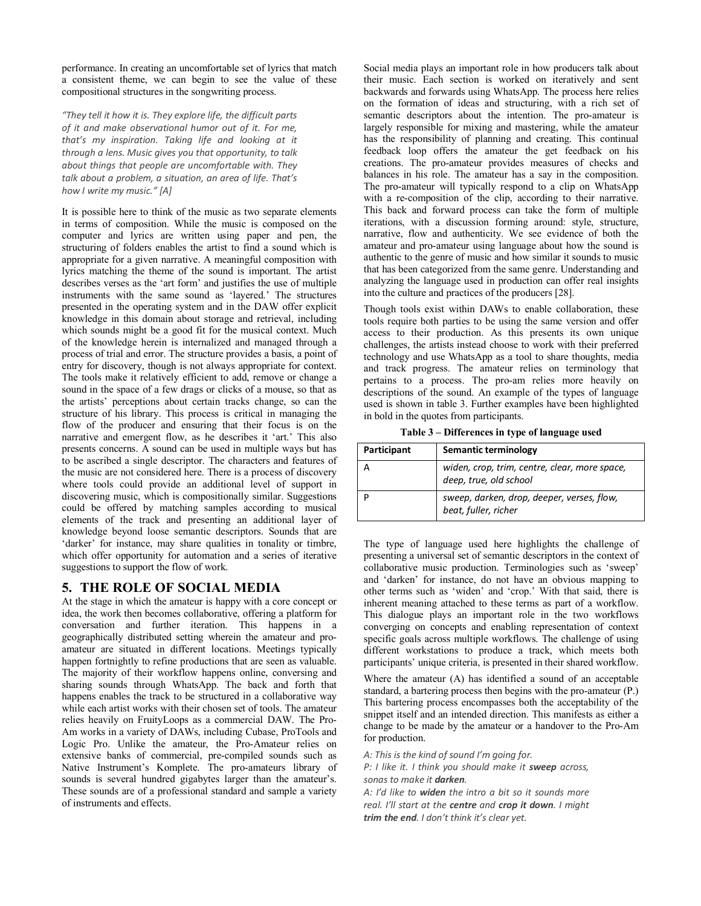performance. In creating an uncomfortable set of lyrics that match a consistent theme, we can begin to see the value of these compositional structures in the songwriting process.

*"They tell it how it is. They explore life, the difficult parts of it and make observational humor out of it. For me, that's my inspiration. Taking life and looking at it through a lens. Music gives you that opportunity, to talk about things that people are uncomfortable with. They talk about a problem, a situation, an area of life. That's how I write my music." [A]*

It is possible here to think of the music as two separate elements in terms of composition. While the music is composed on the computer and lyrics are written using paper and pen, the structuring of folders enables the artist to find a sound which is appropriate for a given narrative. A meaningful composition with lyrics matching the theme of the sound is important. The artist describes verses as the 'art form' and justifies the use of multiple instruments with the same sound as 'layered.' The structures presented in the operating system and in the DAW offer explicit knowledge in this domain about storage and retrieval, including which sounds might be a good fit for the musical context. Much of the knowledge herein is internalized and managed through a process of trial and error. The structure provides a basis, a point of entry for discovery, though is not always appropriate for context. The tools make it relatively efficient to add, remove or change a sound in the space of a few drags or clicks of a mouse, so that as the artists' perceptions about certain tracks change, so can the structure of his library. This process is critical in managing the flow of the producer and ensuring that their focus is on the narrative and emergent flow, as he describes it 'art.' This also presents concerns. A sound can be used in multiple ways but has to be ascribed a single descriptor. The characters and features of the music are not considered here. There is a process of discovery where tools could provide an additional level of support in discovering music, which is compositionally similar. Suggestions could be offered by matching samples according to musical elements of the track and presenting an additional layer of knowledge beyond loose semantic descriptors. Sounds that are 'darker' for instance, may share qualities in tonality or timbre, which offer opportunity for automation and a series of iterative suggestions to support the flow of work.

## 5. THE ROLE OF SOCIAL MEDIA

At the stage in which the amateur is happy with a core concept or idea, the work then becomes collaborative, offering a platform for conversation and further iteration. This happens in a geographically distributed setting wherein the amateur and pro-amateur are situated in different locations. Meetings typically happen fortnightly to refine productions that are seen as valuable. The majority of their workflow happens online, conversing and sharing sounds through WhatsApp. The back and forth that happens enables the track to be structured in a collaborative way while each artist works with their chosen set of tools. The amateur relies heavily on FruityLoops as a commercial DAW. The Pro-Am works in a variety of DAWs, including Cubase, ProTools and Logic Pro. Unlike the amateur, the Pro-Amateur relies on extensive banks of commercial, pre-compiled sounds such as Native Instrument's Komplete. The pro-amateurs library of sounds is several hundred gigabytes larger than the amateur's. These sounds are of a professional standard and sample a variety of instruments and effects.

Social media plays an important role in how producers talk about their music. Each section is worked on iteratively and sent backwards and forwards using WhatsApp. The process here relies on the formation of ideas and structuring, with a rich set of semantic descriptors about the intention. The pro-amateur is largely responsible for mixing and mastering, while the amateur has the responsibility of planning and creating. This continual feedback loop offers the amateur the get feedback on his creations. The pro-amateur provides measures of checks and balances in his role. The amateur has a say in the composition. The pro-amateur will typically respond to a clip on WhatsApp with a re-composition of the clip, according to their narrative. This back and forward process can take the form of multiple iterations, with a discussion forming around: style, structure, narrative, flow and authenticity. We see evidence of both the amateur and pro-amateur using language about how the sound is authentic to the genre of music and how similar it sounds to music that has been categorized from the same genre. Understanding and analyzing the language used in production can offer real insights into the culture and practices of the producers [28].

Though tools exist within DAWs to enable collaboration, these tools require both parties to be using the same version and offer access to their production. As this presents its own unique challenges, the artists instead choose to work with their preferred technology and use WhatsApp as a tool to share thoughts, media and track progress. The amateur relies on terminology that pertains to a process. The pro-am relies more heavily on descriptions of the sound. An example of the types of language used is shown in table 3. Further examples have been highlighted in bold in the quotes from participants.

**Table 3 – Differences in type of language used**

| Participant | Semantic terminology |
|---|---|
| A | *widen, crop, trim, centre, clear, more space, deep, true, old school* |
| P | *sweep, darken, drop, deeper, verses, flow, beat, fuller, richer* |

The type of language used here highlights the challenge of presenting a universal set of semantic descriptors in the context of collaborative music production. Terminologies such as 'sweep' and 'darken' for instance, do not have an obvious mapping to other terms such as 'widen' and 'crop.' With that said, there is inherent meaning attached to these terms as part of a workflow. This dialogue plays an important role in the two workflows converging on concepts and enabling representation of context specific goals across multiple workflows. The challenge of using different workstations to produce a track, which meets both participants' unique criteria, is presented in their shared workflow.

Where the amateur (A) has identified a sound of an acceptable standard, a bartering process then begins with the pro-amateur (P.) This bartering process encompasses both the acceptability of the snippet itself and an intended direction. This manifests as either a change to be made by the amateur or a handover to the Pro-Am for production.

*A: This is the kind of sound I'm going for.*
*P: I like it. I think you should make it **sweep** across, sonas to make it **darken**.*
*A: I'd like to **widen** the intro a bit so it sounds more real. I'll start at the **centre** and **crop it down**. I might **trim the end**. I don't think it's clear yet.*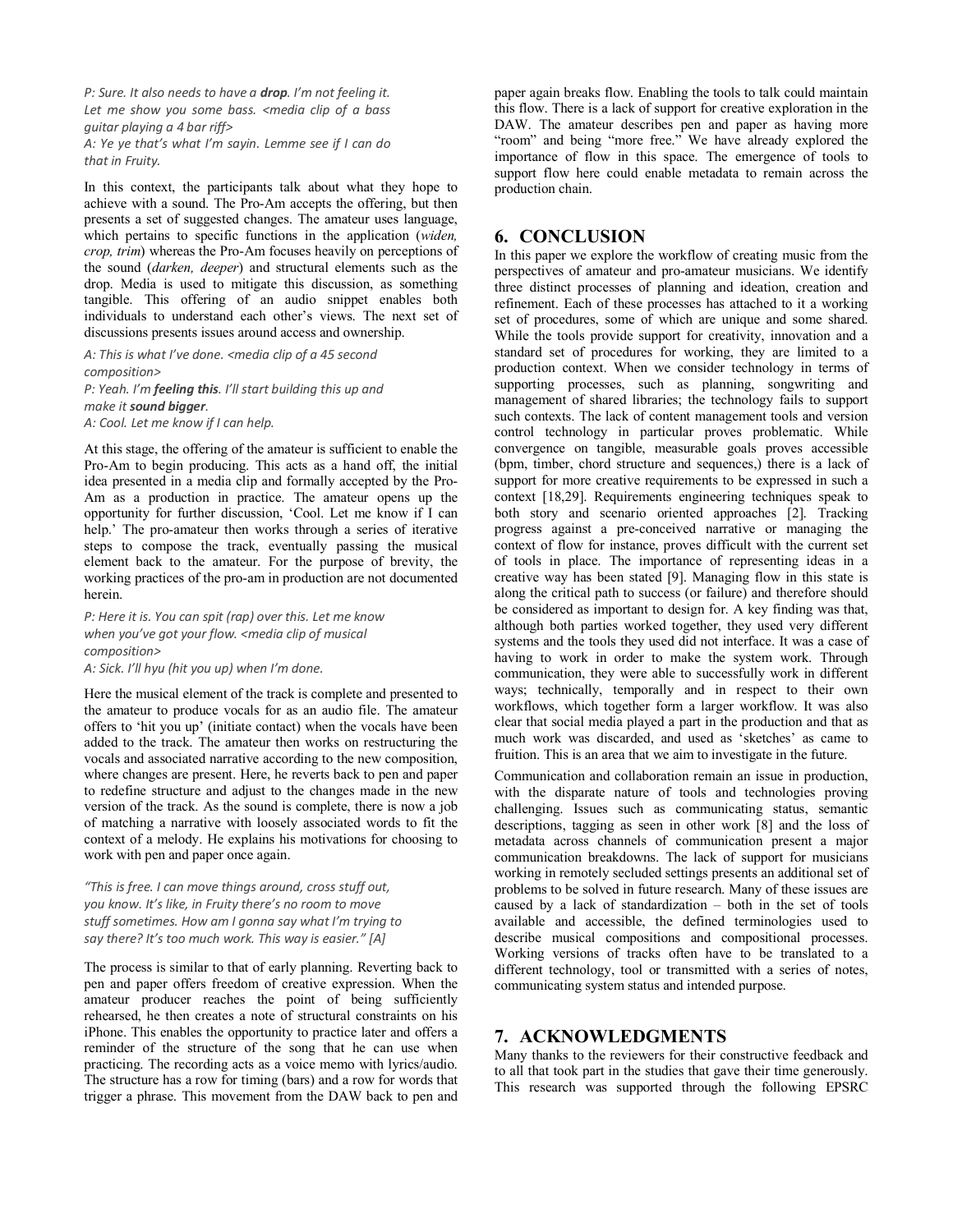*P: Sure. It also needs to have a* ***drop****. I'm not feeling it. Let me show you some bass. <media clip of a bass guitar playing a 4 bar riff>*
*A: Ye ye that's what I'm sayin. Lemme see if I can do that in Fruity.*

In this context, the participants talk about what they hope to achieve with a sound. The Pro-Am accepts the offering, but then presents a set of suggested changes. The amateur uses language, which pertains to specific functions in the application (*widen, crop, trim*) whereas the Pro-Am focuses heavily on perceptions of the sound (*darken, deeper*) and structural elements such as the drop. Media is used to mitigate this discussion, as something tangible. This offering of an audio snippet enables both individuals to understand each other's views. The next set of discussions presents issues around access and ownership.

*A: This is what I've done. <media clip of a 45 second composition>*
*P: Yeah. I'm* ***feeling this****. I'll start building this up and make it* ***sound bigger****.*
*A: Cool. Let me know if I can help.*

At this stage, the offering of the amateur is sufficient to enable the Pro-Am to begin producing. This acts as a hand off, the initial idea presented in a media clip and formally accepted by the Pro-Am as a production in practice. The amateur opens up the opportunity for further discussion, 'Cool. Let me know if I can help.' The pro-amateur then works through a series of iterative steps to compose the track, eventually passing the musical element back to the amateur. For the purpose of brevity, the working practices of the pro-am in production are not documented herein.

*P: Here it is. You can spit (rap) over this. Let me know when you've got your flow. <media clip of musical composition>*
*A: Sick. I'll hyu (hit you up) when I'm done.*

Here the musical element of the track is complete and presented to the amateur to produce vocals for as an audio file. The amateur offers to 'hit you up' (initiate contact) when the vocals have been added to the track. The amateur then works on restructuring the vocals and associated narrative according to the new composition, where changes are present. Here, he reverts back to pen and paper to redefine structure and adjust to the changes made in the new version of the track. As the sound is complete, there is now a job of matching a narrative with loosely associated words to fit the context of a melody. He explains his motivations for choosing to work with pen and paper once again.

*"This is free. I can move things around, cross stuff out, you know. It's like, in Fruity there's no room to move stuff sometimes. How am I gonna say what I'm trying to say there? It's too much work. This way is easier." [A]*

The process is similar to that of early planning. Reverting back to pen and paper offers freedom of creative expression. When the amateur producer reaches the point of being sufficiently rehearsed, he then creates a note of structural constraints on his iPhone. This enables the opportunity to practice later and offers a reminder of the structure of the song that he can use when practicing. The recording acts as a voice memo with lyrics/audio. The structure has a row for timing (bars) and a row for words that trigger a phrase. This movement from the DAW back to pen and paper again breaks flow. Enabling the tools to talk could maintain this flow. There is a lack of support for creative exploration in the DAW. The amateur describes pen and paper as having more "room" and being "more free." We have already explored the importance of flow in this space. The emergence of tools to support flow here could enable metadata to remain across the production chain.

## 6. CONCLUSION

In this paper we explore the workflow of creating music from the perspectives of amateur and pro-amateur musicians. We identify three distinct processes of planning and ideation, creation and refinement. Each of these processes has attached to it a working set of procedures, some of which are unique and some shared. While the tools provide support for creativity, innovation and a standard set of procedures for working, they are limited to a production context. When we consider technology in terms of supporting processes, such as planning, songwriting and management of shared libraries; the technology fails to support such contexts. The lack of content management tools and version control technology in particular proves problematic. While convergence on tangible, measurable goals proves accessible (bpm, timber, chord structure and sequences,) there is a lack of support for more creative requirements to be expressed in such a context [18,29]. Requirements engineering techniques speak to both story and scenario oriented approaches [2]. Tracking progress against a pre-conceived narrative or managing the context of flow for instance, proves difficult with the current set of tools in place. The importance of representing ideas in a creative way has been stated [9]. Managing flow in this state is along the critical path to success (or failure) and therefore should be considered as important to design for. A key finding was that, although both parties worked together, they used very different systems and the tools they used did not interface. It was a case of having to work in order to make the system work. Through communication, they were able to successfully work in different ways; technically, temporally and in respect to their own workflows, which together form a larger workflow. It was also clear that social media played a part in the production and that as much work was discarded, and used as 'sketches' as came to fruition. This is an area that we aim to investigate in the future.

Communication and collaboration remain an issue in production, with the disparate nature of tools and technologies proving challenging. Issues such as communicating status, semantic descriptions, tagging as seen in other work [8] and the loss of metadata across channels of communication present a major communication breakdowns. The lack of support for musicians working in remotely secluded settings presents an additional set of problems to be solved in future research. Many of these issues are caused by a lack of standardization – both in the set of tools available and accessible, the defined terminologies used to describe musical compositions and compositional processes. Working versions of tracks often have to be translated to a different technology, tool or transmitted with a series of notes, communicating system status and intended purpose.

## 7. ACKNOWLEDGMENTS

Many thanks to the reviewers for their constructive feedback and to all that took part in the studies that gave their time generously. This research was supported through the following EPSRC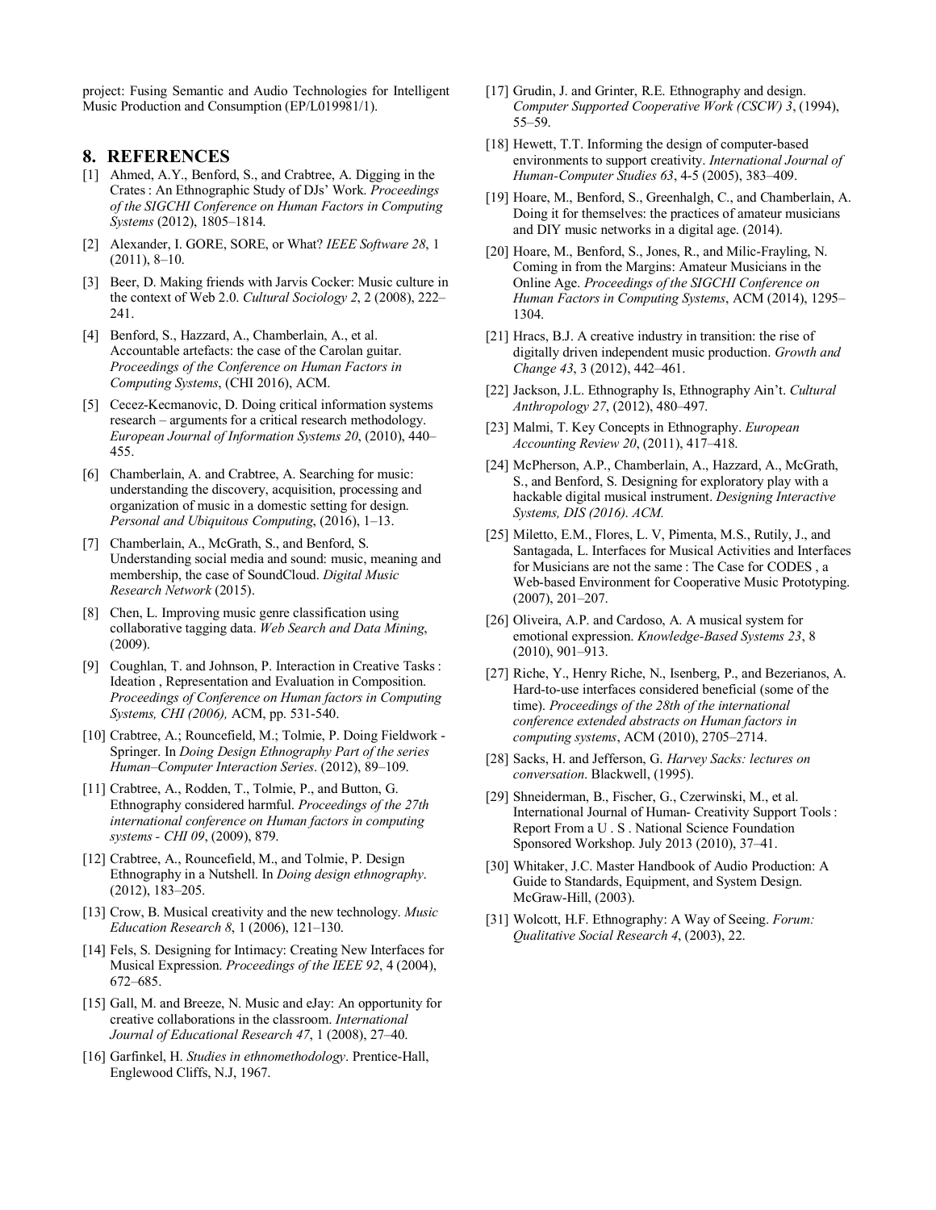project: Fusing Semantic and Audio Technologies for Intelligent Music Production and Consumption (EP/L019981/1).

## 8. REFERENCES

[1] Ahmed, A.Y., Benford, S., and Crabtree, A. Digging in the Crates : An Ethnographic Study of DJs' Work. *Proceedings of the SIGCHI Conference on Human Factors in Computing Systems* (2012), 1805–1814.

[2] Alexander, I. GORE, SORE, or What? *IEEE Software 28*, 1 (2011), 8–10.

[3] Beer, D. Making friends with Jarvis Cocker: Music culture in the context of Web 2.0. *Cultural Sociology 2*, 2 (2008), 222–241.

[4] Benford, S., Hazzard, A., Chamberlain, A., et al. Accountable artefacts: the case of the Carolan guitar. *Proceedings of the Conference on Human Factors in Computing Systems*, (CHI 2016), ACM.

[5] Cecez-Kecmanovic, D. Doing critical information systems research – arguments for a critical research methodology. *European Journal of Information Systems 20*, (2010), 440–455.

[6] Chamberlain, A. and Crabtree, A. Searching for music: understanding the discovery, acquisition, processing and organization of music in a domestic setting for design. *Personal and Ubiquitous Computing*, (2016), 1–13.

[7] Chamberlain, A., McGrath, S., and Benford, S. Understanding social media and sound: music, meaning and membership, the case of SoundCloud. *Digital Music Research Network* (2015).

[8] Chen, L. Improving music genre classification using collaborative tagging data. *Web Search and Data Mining*, (2009).

[9] Coughlan, T. and Johnson, P. Interaction in Creative Tasks : Ideation , Representation and Evaluation in Composition. *Proceedings of Conference on Human factors in Computing Systems, CHI (2006),* ACM, pp. 531-540.

[10] Crabtree, A.; Rouncefield, M.; Tolmie, P. Doing Fieldwork - Springer. In *Doing Design Ethnography Part of the series Human–Computer Interaction Series*. (2012), 89–109.

[11] Crabtree, A., Rodden, T., Tolmie, P., and Button, G. Ethnography considered harmful. *Proceedings of the 27th international conference on Human factors in computing systems - CHI 09*, (2009), 879.

[12] Crabtree, A., Rouncefield, M., and Tolmie, P. Design Ethnography in a Nutshell. In *Doing design ethnography*. (2012), 183–205.

[13] Crow, B. Musical creativity and the new technology. *Music Education Research 8*, 1 (2006), 121–130.

[14] Fels, S. Designing for Intimacy: Creating New Interfaces for Musical Expression. *Proceedings of the IEEE 92*, 4 (2004), 672–685.

[15] Gall, M. and Breeze, N. Music and eJay: An opportunity for creative collaborations in the classroom. *International Journal of Educational Research 47*, 1 (2008), 27–40.

[16] Garfinkel, H. *Studies in ethnomethodology*. Prentice-Hall, Englewood Cliffs, N.J, 1967.

[17] Grudin, J. and Grinter, R.E. Ethnography and design. *Computer Supported Cooperative Work (CSCW) 3*, (1994), 55–59.

[18] Hewett, T.T. Informing the design of computer-based environments to support creativity. *International Journal of Human-Computer Studies 63*, 4-5 (2005), 383–409.

[19] Hoare, M., Benford, S., Greenhalgh, C., and Chamberlain, A. Doing it for themselves: the practices of amateur musicians and DIY music networks in a digital age. (2014).

[20] Hoare, M., Benford, S., Jones, R., and Milic-Frayling, N. Coming in from the Margins: Amateur Musicians in the Online Age. *Proceedings of the SIGCHI Conference on Human Factors in Computing Systems*, ACM (2014), 1295–1304.

[21] Hracs, B.J. A creative industry in transition: the rise of digitally driven independent music production. *Growth and Change 43*, 3 (2012), 442–461.

[22] Jackson, J.L. Ethnography Is, Ethnography Ain't. *Cultural Anthropology 27*, (2012), 480–497.

[23] Malmi, T. Key Concepts in Ethnography. *European Accounting Review 20*, (2011), 417–418.

[24] McPherson, A.P., Chamberlain, A., Hazzard, A., McGrath, S., and Benford, S. Designing for exploratory play with a hackable digital musical instrument. *Designing Interactive Systems, DIS (2016). ACM.*

[25] Miletto, E.M., Flores, L. V, Pimenta, M.S., Rutily, J., and Santagada, L. Interfaces for Musical Activities and Interfaces for Musicians are not the same : The Case for CODES , a Web-based Environment for Cooperative Music Prototyping. (2007), 201–207.

[26] Oliveira, A.P. and Cardoso, A. A musical system for emotional expression. *Knowledge-Based Systems 23*, 8 (2010), 901–913.

[27] Riche, Y., Henry Riche, N., Isenberg, P., and Bezerianos, A. Hard-to-use interfaces considered beneficial (some of the time). *Proceedings of the 28th of the international conference extended abstracts on Human factors in computing systems*, ACM (2010), 2705–2714.

[28] Sacks, H. and Jefferson, G. *Harvey Sacks: lectures on conversation*. Blackwell, (1995).

[29] Shneiderman, B., Fischer, G., Czerwinski, M., et al. International Journal of Human- Creativity Support Tools : Report From a U . S . National Science Foundation Sponsored Workshop. July 2013 (2010), 37–41.

[30] Whitaker, J.C. Master Handbook of Audio Production: A Guide to Standards, Equipment, and System Design. McGraw-Hill, (2003).

[31] Wolcott, H.F. Ethnography: A Way of Seeing. *Forum: Qualitative Social Research 4*, (2003), 22.